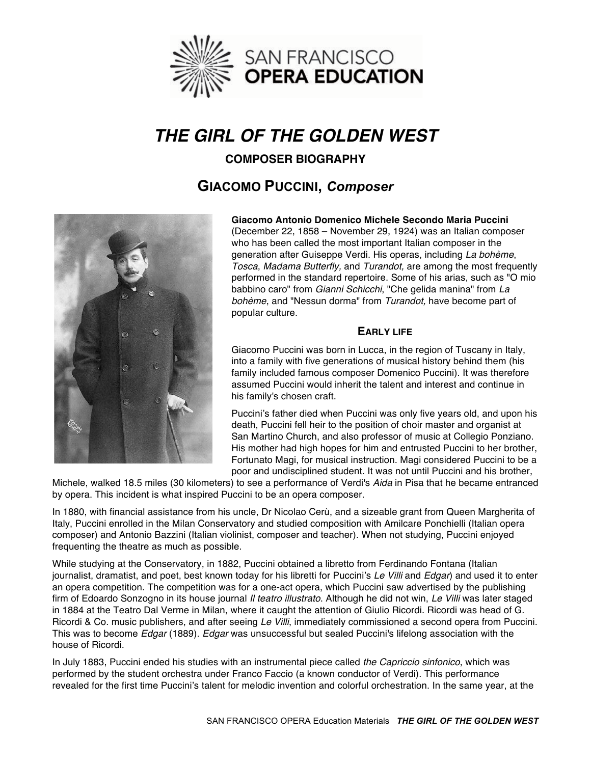# *THE GIRL OF THE GOLDEN WEST*

## COMPOSER BIOGRAPHY

## GIACOMO PUCCINI, *Composer*

**Giacomo Antonio Domenico Michele Secondo Maria Puccini** (December 22, 1858 – November 29, 1924) was an Italian composer who has been called the most important Italian composer in the generation after Guiseppe Verdi. His operas, including *La bohème*, *Tosca*, *Madama Butterfly,* and *Turandot,* are among the most frequently performed in the standard repertoire. Some of his arias, such as "O mio babbino caro" from *Gianni Schicchi*, "Che gelida manina" from *La bohème*, and "Nessun dorma" from *Turandot,* have become part of popular culture.

### EARLY LIFE

Giacomo Puccini was born in Lucca, in the region of Tuscany in Italy, into a family with five generations of musical history behind them (his family included famous composer Domenico Puccini). It was therefore assumed Puccini would inherit the talent and interest and continue in his family's chosen craft.

Puccini's father died when Puccini was only five years old, and upon his death, Puccini fell heir to the position of choir master and organist at San Martino Church, and also professor of music at Collegio Ponziano. His mother had high hopes for him and entrusted Puccini to her brother, Fortunato Magi, for musical instruction. Magi considered Puccini to be a poor and undisciplined student. It was not until Puccini and his brother, Michele, walked 18.5 miles (30 kilometers) to see a performance of Verdi's *Aida* in Pisa that he became entranced by opera. This incident is what inspired Puccini to be an opera composer.

In 1880, with financial assistance from his uncle, Dr Nicolao Cerù, and a sizeable grant from Queen Margherita of Italy, Puccini enrolled in the Milan Conservatory and studied composition with Amilcare Ponchielli (Italian opera composer) and Antonio Bazzini (Italian violinist, composer and teacher). When not studying, Puccini enjoyed frequenting the theatre as much as possible.

While studying at the Conservatory, in 1882, Puccini obtained a libretto from Ferdinando Fontana (Italian journalist, dramatist, and poet, best known today for his libretti for Puccini's *Le Villi* and *Edgar*) and used it to enter an opera competition. The competition was for a one-act opera, which Puccini saw advertised by the publishing firm of Edoardo Sonzogno in its house journal *Il teatro illustrato*. Although he did not win, *Le Villi* was later staged in 1884 at the Teatro Dal Verme in Milan, where it caught the attention of Giulio Ricordi. Ricordi was head of G. Ricordi & Co. music publishers, and after seeing *Le Villi*, immediately commissioned a second opera from Puccini. This was to become *Edgar* (1889). *Edgar* was unsuccessful but sealed Puccini's lifelong association with the house of Ricordi.

In July 1883, Puccini ended his studies with an instrumental piece called *the Capriccio sinfonico*, which was performed by the student orchestra under Franco Faccio (a known conductor of Verdi). This performance revealed for the first time Puccini's talent for melodic invention and colorful orchestration. In the same year, at the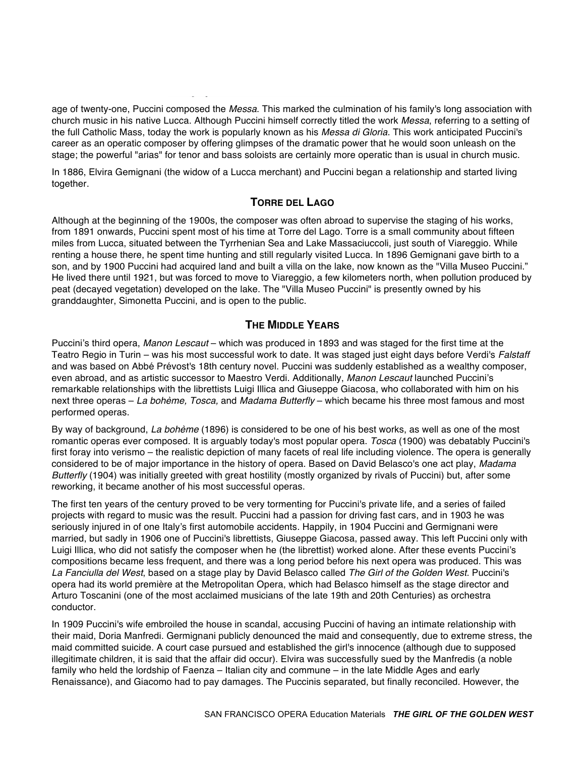age of twenty-one, Puccini composed the *Messa*. This marked the culmination of his family's long association with church music in his native Lucca. Although Puccini himself correctly titled the work *Messa*, referring to a setting of the full Catholic Mass, today the work is popularly known as his *Messa di Gloria*. This work anticipated Puccini's career as an operatic composer by offering glimpses of the dramatic power that he would soon unleash on the stage; the powerful "arias" for tenor and bass soloists are certainly more operatic than is usual in church music.

In 1886, Elvira Gemignani (the widow of a Lucca merchant) and Puccini began a relationship and started living together.

## Torre del Lago

Although at the beginning of the 1900s, the composer was often abroad to supervise the staging of his works, from 1891 onwards, Puccini spent most of his time at Torre del Lago. Torre is a small community about fifteen miles from Lucca, situated between the Tyrrhenian Sea and Lake Massaciuccoli, just south of Viareggio. While renting a house there, he spent time hunting and still regularly visited Lucca. In 1896 Gemignani gave birth to a son, and by 1900 Puccini had acquired land and built a villa on the lake, now known as the "Villa Museo Puccini." He lived there until 1921, but was forced to move to Viareggio, a few kilometers north, when pollution produced by peat (decayed vegetation) developed on the lake. The "Villa Museo Puccini" is presently owned by his granddaughter, Simonetta Puccini, and is open to the public.

## The Middle Years

Puccini's third opera, *Manon Lescaut* – which was produced in 1893 and was staged for the first time at the Teatro Regio in Turin – was his most successful work to date. It was staged just eight days before Verdi's *Falstaff* and was based on Abbé Prévost's 18th century novel. Puccini was suddenly established as a wealthy composer, even abroad, and as artistic successor to Maestro Verdi. Additionally, *Manon Lescaut* launched Puccini's remarkable relationships with the librettists Luigi Illica and Giuseppe Giacosa, who collaborated with him on his next three operas – *La bohème, Tosca,* and *Madama Butterfly* – which became his three most famous and most performed operas.

By way of background, *La bohème* (1896) is considered to be one of his best works, as well as one of the most romantic operas ever composed. It is arguably today's most popular opera. *Tosca* (1900) was debatably Puccini's first foray into verismo – the realistic depiction of many facets of real life including violence. The opera is generally considered to be of major importance in the history of opera. Based on David Belasco's one act play, *Madama Butterfly* (1904) was initially greeted with great hostility (mostly organized by rivals of Puccini) but, after some reworking, it became another of his most successful operas.

The first ten years of the century proved to be very tormenting for Puccini's private life, and a series of failed projects with regard to music was the result. Puccini had a passion for driving fast cars, and in 1903 he was seriously injured in of one Italy's first automobile accidents. Happily, in 1904 Puccini and Germignani were married, but sadly in 1906 one of Puccini's librettists, Giuseppe Giacosa, passed away. This left Puccini only with Luigi Illica, who did not satisfy the composer when he (the librettist) worked alone. After these events Puccini's compositions became less frequent, and there was a long period before his next opera was produced. This was *La Fanciulla del West*, based on a stage play by David Belasco called *The Girl of the Golden West*. Puccini's opera had its world première at the Metropolitan Opera, which had Belasco himself as the stage director and Arturo Toscanini (one of the most acclaimed musicians of the late 19th and 20th Centuries) as orchestra conductor.

In 1909 Puccini's wife embroiled the house in scandal, accusing Puccini of having an intimate relationship with their maid, Doria Manfredi. Germignani publicly denounced the maid and consequently, due to extreme stress, the maid committed suicide. A court case pursued and established the girl's innocence (although due to supposed illegitimate children, it is said that the affair did occur). Elvira was successfully sued by the Manfredis (a noble family who held the lordship of Faenza – Italian city and commune – in the late Middle Ages and early Renaissance), and Giacomo had to pay damages. The Puccinis separated, but finally reconciled. However, the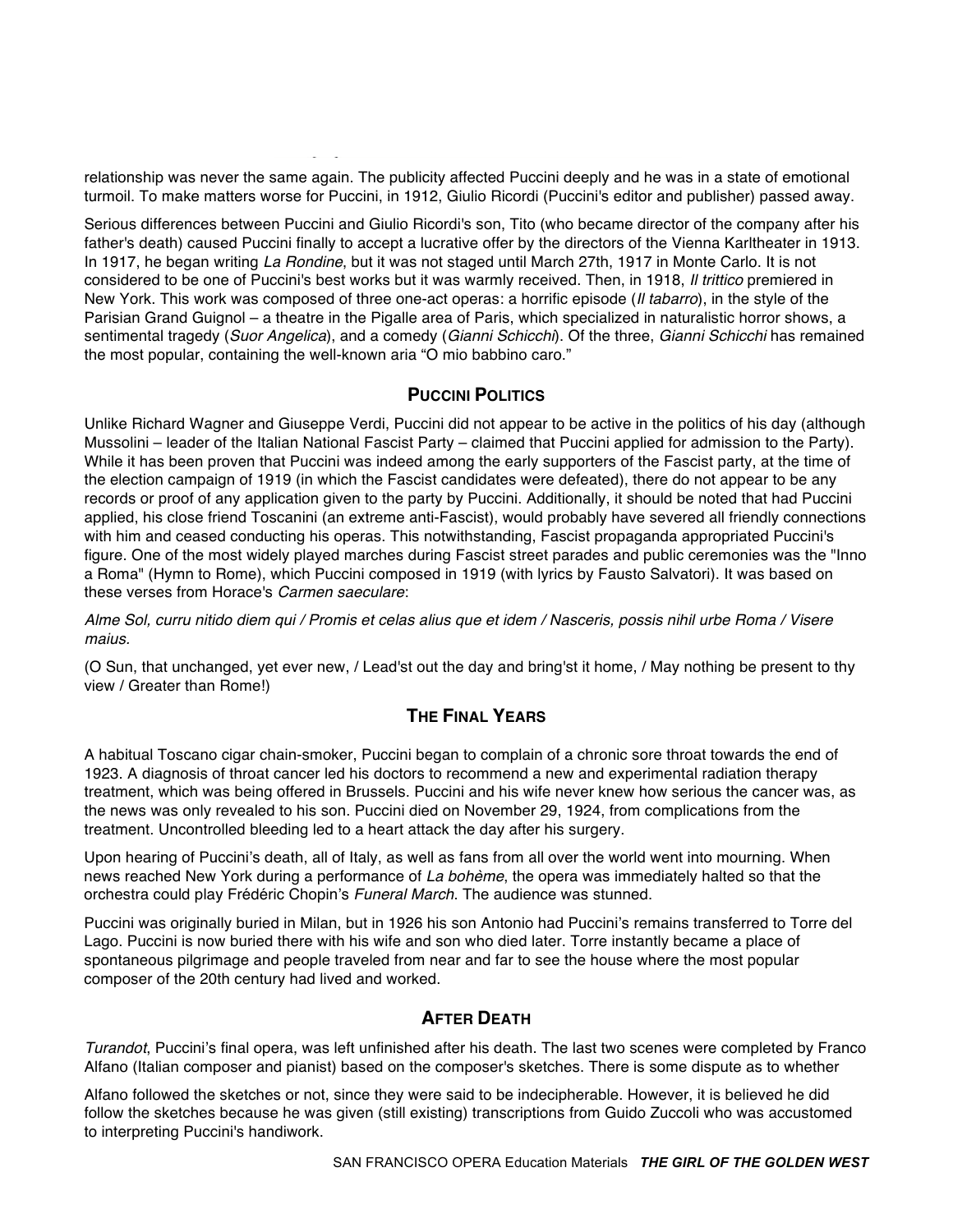relationship was never the same again. The publicity affected Puccini deeply and he was in a state of emotional turmoil. To make matters worse for Puccini, in 1912, Giulio Ricordi (Puccini's editor and publisher) passed away.

Serious differences between Puccini and Giulio Ricordi's son, Tito (who became director of the company after his father's death) caused Puccini finally to accept a lucrative offer by the directors of the Vienna Karltheater in 1913. In 1917, he began writing *La Rondine*, but it was not staged until March 27th, 1917 in Monte Carlo. It is not considered to be one of Puccini's best works but it was warmly received. Then, in 1918, *Il trittico* premiered in New York. This work was composed of three one-act operas: a horrific episode (*Il tabarro*), in the style of the Parisian Grand Guignol – a theatre in the Pigalle area of Paris, which specialized in naturalistic horror shows, a sentimental tragedy (*Suor Angelica*), and a comedy (*Gianni Schicchi*). Of the three, *Gianni Schicchi* has remained the most popular, containing the well-known aria "O mio babbino caro."

## Puccini Politics

Unlike Richard Wagner and Giuseppe Verdi, Puccini did not appear to be active in the politics of his day (although Mussolini – leader of the Italian National Fascist Party – claimed that Puccini applied for admission to the Party). While it has been proven that Puccini was indeed among the early supporters of the Fascist party, at the time of the election campaign of 1919 (in which the Fascist candidates were defeated), there do not appear to be any records or proof of any application given to the party by Puccini. Additionally, it should be noted that had Puccini applied, his close friend Toscanini (an extreme anti-Fascist), would probably have severed all friendly connections with him and ceased conducting his operas. This notwithstanding, Fascist propaganda appropriated Puccini's figure. One of the most widely played marches during Fascist street parades and public ceremonies was the "Inno a Roma" (Hymn to Rome), which Puccini composed in 1919 (with lyrics by Fausto Salvatori). It was based on these verses from Horace's *Carmen saeculare*:

*Alme Sol, curru nitido diem qui / Promis et celas alius que et idem / Nasceris, possis nihil urbe Roma / Visere maius.*

(O Sun, that unchanged, yet ever new, / Lead'st out the day and bring'st it home, / May nothing be present to thy view / Greater than Rome!)

## The Final Years

A habitual Toscano cigar chain-smoker, Puccini began to complain of a chronic sore throat towards the end of 1923. A diagnosis of throat cancer led his doctors to recommend a new and experimental radiation therapy treatment, which was being offered in Brussels. Puccini and his wife never knew how serious the cancer was, as the news was only revealed to his son. Puccini died on November 29, 1924, from complications from the treatment. Uncontrolled bleeding led to a heart attack the day after his surgery.

Upon hearing of Puccini's death, all of Italy, as well as fans from all over the world went into mourning. When news reached New York during a performance of *La bohème*, the opera was immediately halted so that the orchestra could play Frédéric Chopin's *Funeral March*. The audience was stunned.

Puccini was originally buried in Milan, but in 1926 his son Antonio had Puccini's remains transferred to Torre del Lago. Puccini is now buried there with his wife and son who died later. Torre instantly became a place of spontaneous pilgrimage and people traveled from near and far to see the house where the most popular composer of the 20th century had lived and worked.

## After Death

*Turandot*, Puccini's final opera, was left unfinished after his death. The last two scenes were completed by Franco Alfano (Italian composer and pianist) based on the composer's sketches. There is some dispute as to whether

Alfano followed the sketches or not, since they were said to be indecipherable. However, it is believed he did follow the sketches because he was given (still existing) transcriptions from Guido Zuccoli who was accustomed to interpreting Puccini's handiwork.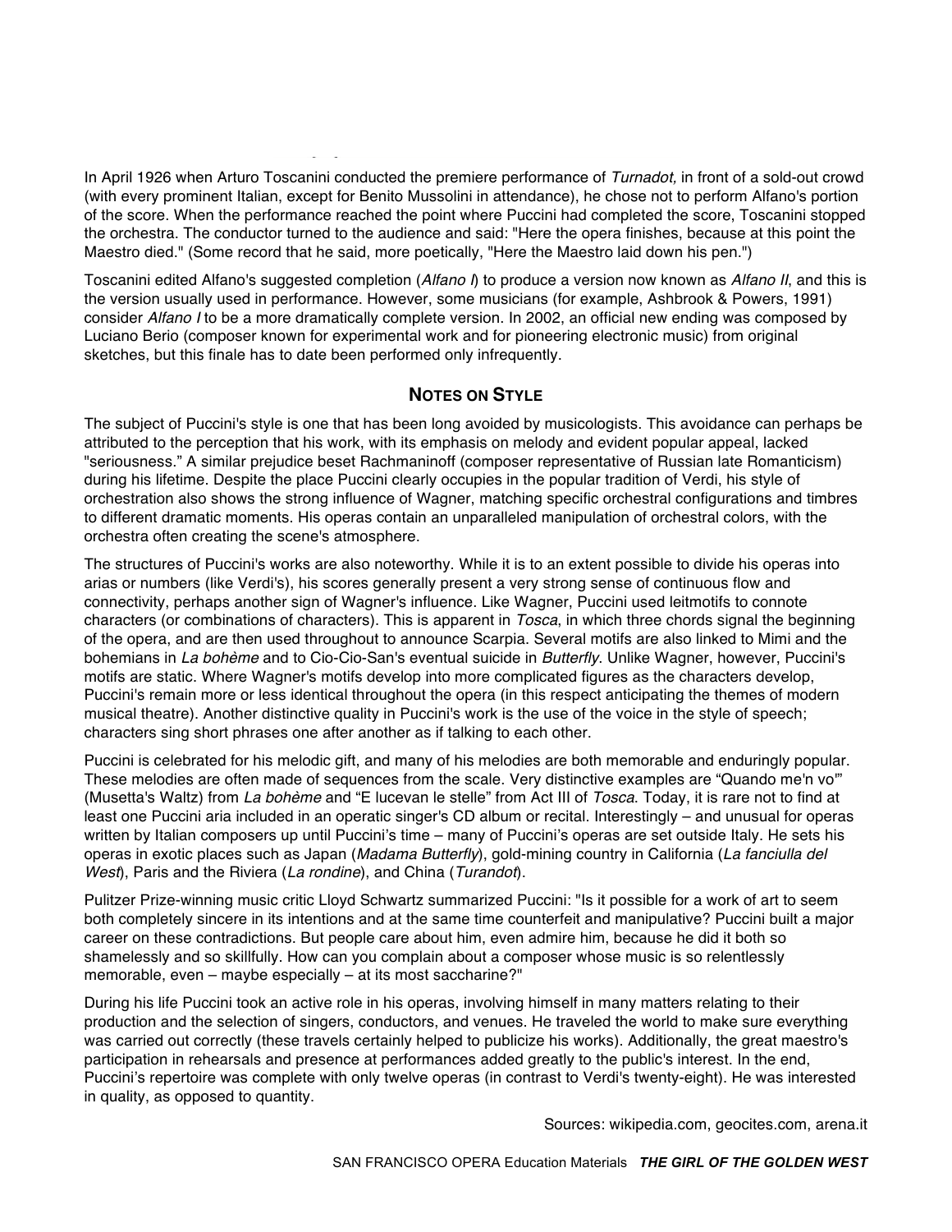In April 1926 when Arturo Toscanini conducted the premiere performance of *Turnadot,* in front of a sold-out crowd (with every prominent Italian, except for Benito Mussolini in attendance), he chose not to perform Alfano's portion of the score. When the performance reached the point where Puccini had completed the score, Toscanini stopped the orchestra. The conductor turned to the audience and said: "Here the opera finishes, because at this point the Maestro died." (Some record that he said, more poetically, "Here the Maestro laid down his pen.")

Toscanini edited Alfano's suggested completion (*Alfano I*) to produce a version now known as *Alfano II*, and this is the version usually used in performance. However, some musicians (for example, Ashbrook & Powers, 1991) consider *Alfano I* to be a more dramatically complete version. In 2002, an official new ending was composed by Luciano Berio (composer known for experimental work and for pioneering electronic music) from original sketches, but this finale has to date been performed only infrequently.

## NOTES ON STYLE

The subject of Puccini's style is one that has been long avoided by musicologists. This avoidance can perhaps be attributed to the perception that his work, with its emphasis on melody and evident popular appeal, lacked "seriousness." A similar prejudice beset Rachmaninoff (composer representative of Russian late Romanticism) during his lifetime. Despite the place Puccini clearly occupies in the popular tradition of Verdi, his style of orchestration also shows the strong influence of Wagner, matching specific orchestral configurations and timbres to different dramatic moments. His operas contain an unparalleled manipulation of orchestral colors, with the orchestra often creating the scene's atmosphere.

The structures of Puccini's works are also noteworthy. While it is to an extent possible to divide his operas into arias or numbers (like Verdi's), his scores generally present a very strong sense of continuous flow and connectivity, perhaps another sign of Wagner's influence. Like Wagner, Puccini used leitmotifs to connote characters (or combinations of characters). This is apparent in *Tosca*, in which three chords signal the beginning of the opera, and are then used throughout to announce Scarpia. Several motifs are also linked to Mimi and the bohemians in *La bohème* and to Cio-Cio-San's eventual suicide in *Butterfly*. Unlike Wagner, however, Puccini's motifs are static. Where Wagner's motifs develop into more complicated figures as the characters develop, Puccini's remain more or less identical throughout the opera (in this respect anticipating the themes of modern musical theatre). Another distinctive quality in Puccini's work is the use of the voice in the style of speech; characters sing short phrases one after another as if talking to each other.

Puccini is celebrated for his melodic gift, and many of his melodies are both memorable and enduringly popular. These melodies are often made of sequences from the scale. Very distinctive examples are "Quando me'n vo'" (Musetta's Waltz) from *La bohème* and "E lucevan le stelle" from Act III of *Tosca*. Today, it is rare not to find at least one Puccini aria included in an operatic singer's CD album or recital. Interestingly – and unusual for operas written by Italian composers up until Puccini's time – many of Puccini's operas are set outside Italy. He sets his operas in exotic places such as Japan (*Madama Butterfly*), gold-mining country in California (*La fanciulla del West*), Paris and the Riviera (*La rondine*), and China (*Turandot*).

Pulitzer Prize-winning music critic Lloyd Schwartz summarized Puccini: "Is it possible for a work of art to seem both completely sincere in its intentions and at the same time counterfeit and manipulative? Puccini built a major career on these contradictions. But people care about him, even admire him, because he did it both so shamelessly and so skillfully. How can you complain about a composer whose music is so relentlessly memorable, even – maybe especially – at its most saccharine?"

During his life Puccini took an active role in his operas, involving himself in many matters relating to their production and the selection of singers, conductors, and venues. He traveled the world to make sure everything was carried out correctly (these travels certainly helped to publicize his works). Additionally, the great maestro's participation in rehearsals and presence at performances added greatly to the public's interest. In the end, Puccini's repertoire was complete with only twelve operas (in contrast to Verdi's twenty-eight). He was interested in quality, as opposed to quantity.

Sources: wikipedia.com, geocites.com, arena.it